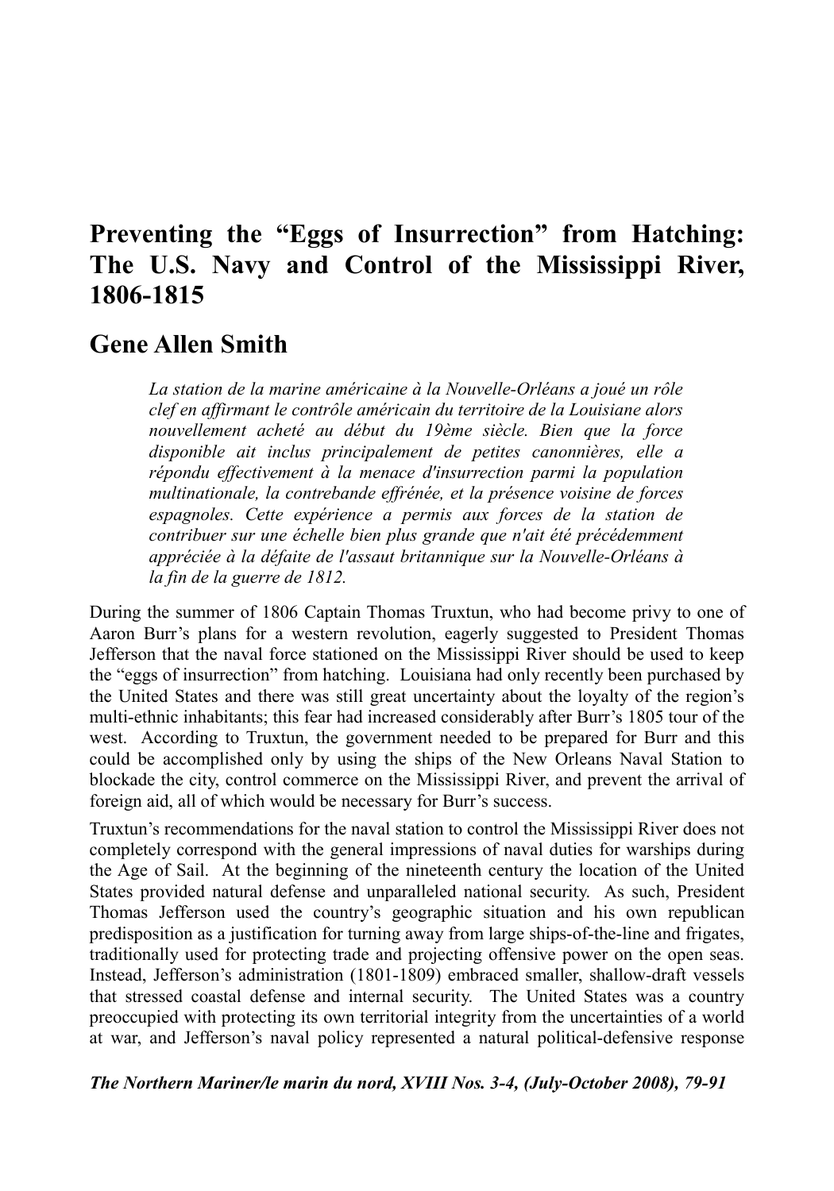# Preventing the "Eggs of Insurrection" from Hatching: The U.S. Navy and Control of the Mississippi River, 1806-1815

## Gene Allen Smith

*La station de la marine américaine à la Nouvelle-Orléans a joué un rôle clef en affirmant le contrôle américain du territoire de la Louisiane alors nouvellement acheté au début du 19ème siècle. Bien que la force disponible ait inclus principalement de petites canonnières, elle a répondu effectivement à la menace d'insurrection parmi la population multinationale, la contrebande effrénée, et la présence voisine de forces espagnoles. Cette expérience a permis aux forces de la station de contribuer sur une échelle bien plus grande que n'ait été précédemment appréciée à la défaite de l'assaut britannique sur la Nouvelle-Orléans à la fin de la guerre de 1812.*

During the summer of 1806 Captain Thomas Truxtun, who had become privy to one of Aaron Burr's plans for a western revolution, eagerly suggested to President Thomas Jefferson that the naval force stationed on the Mississippi River should be used to keep the "eggs of insurrection" from hatching. Louisiana had only recently been purchased by the United States and there was still great uncertainty about the loyalty of the region's multi-ethnic inhabitants; this fear had increased considerably after Burr's 1805 tour of the west. According to Truxtun, the government needed to be prepared for Burr and this could be accomplished only by using the ships of the New Orleans Naval Station to blockade the city, control commerce on the Mississippi River, and prevent the arrival of foreign aid, all of which would be necessary for Burr's success.

Truxtun's recommendations for the naval station to control the Mississippi River does not completely correspond with the general impressions of naval duties for warships during the Age of Sail. At the beginning of the nineteenth century the location of the United States provided natural defense and unparalleled national security. As such, President Thomas Jefferson used the country's geographic situation and his own republican predisposition as a justification for turning away from large ships-of-the-line and frigates, traditionally used for protecting trade and projecting offensive power on the open seas. Instead, Jefferson's administration (1801-1809) embraced smaller, shallow-draft vessels that stressed coastal defense and internal security. The United States was a country preoccupied with protecting its own territorial integrity from the uncertainties of a world at war, and Jefferson's naval policy represented a natural political-defensive response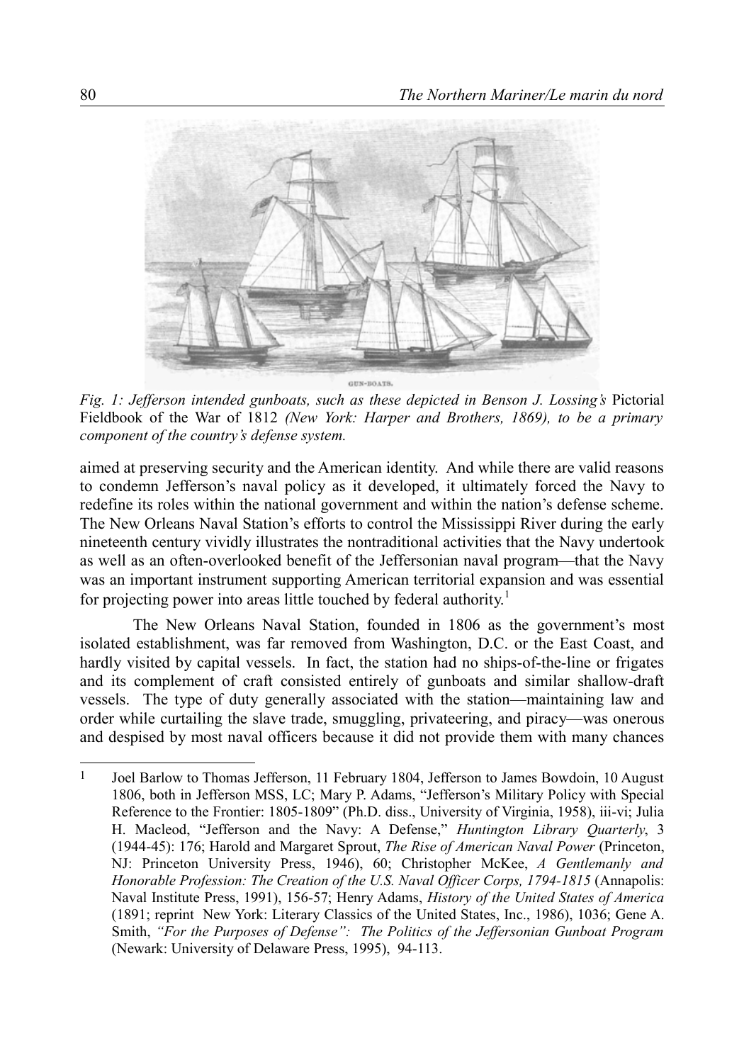*Fig. 1: Jefferson intended gunboats, such as these depicted in Benson J. Lossing's* Pictorial Fieldbook of the War of 1812 *(New York: Harper and Brothers, 1869), to be a primary component of the country's defense system.*

aimed at preserving security and the American identity. And while there are valid reasons to condemn Jefferson's naval policy as it developed, it ultimately forced the Navy to redefine its roles within the national government and within the nation's defense scheme. The New Orleans Naval Station's efforts to control the Mississippi River during the early nineteenth century vividly illustrates the nontraditional activities that the Navy undertook as well as an often-overlooked benefit of the Jeffersonian naval program—that the Navy was an important instrument supporting American territorial expansion and was essential for projecting power into areas little touched by federal authority.[1]

The New Orleans Naval Station, founded in 1806 as the government's most isolated establishment, was far removed from Washington, D.C. or the East Coast, and hardly visited by capital vessels. In fact, the station had no ships-of-the-line or frigates and its complement of craft consisted entirely of gunboats and similar shallow-draft vessels. The type of duty generally associated with the station—maintaining law and order while curtailing the slave trade, smuggling, privateering, and piracy—was onerous and despised by most naval officers because it did not provide them with many chances

---

1 Joel Barlow to Thomas Jefferson, 11 February 1804, Jefferson to James Bowdoin, 10 August 1806, both in Jefferson MSS, LC; Mary P. Adams, "Jefferson's Military Policy with Special Reference to the Frontier: 1805-1809" (Ph.D. diss., University of Virginia, 1958), iii-vi; Julia H. Macleod, "Jefferson and the Navy: A Defense," *Huntington Library Quarterly*, 3 (1944-45): 176; Harold and Margaret Sprout, *The Rise of American Naval Power* (Princeton, NJ: Princeton University Press, 1946), 60; Christopher McKee, *A Gentlemanly and Honorable Profession: The Creation of the U.S. Naval Officer Corps, 1794-1815* (Annapolis: Naval Institute Press, 1991), 156-57; Henry Adams, *History of the United States of America* (1891; reprint New York: Literary Classics of the United States, Inc., 1986), 1036; Gene A. Smith, *"For the Purposes of Defense": The Politics of the Jeffersonian Gunboat Program* (Newark: University of Delaware Press, 1995), 94-113.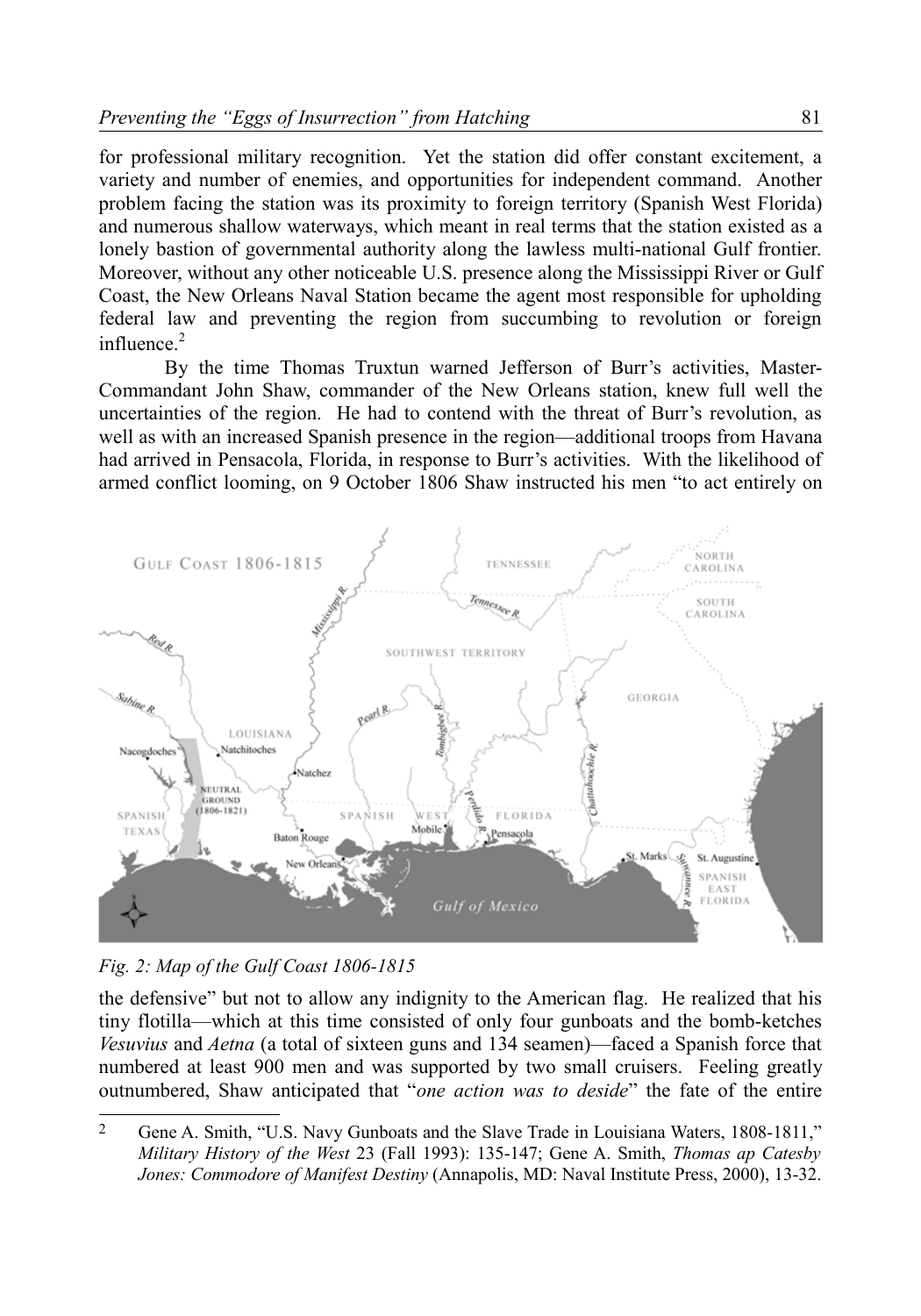for professional military recognition. Yet the station did offer constant excitement, a variety and number of enemies, and opportunities for independent command. Another problem facing the station was its proximity to foreign territory (Spanish West Florida) and numerous shallow waterways, which meant in real terms that the station existed as a lonely bastion of governmental authority along the lawless multi-national Gulf frontier. Moreover, without any other noticeable U.S. presence along the Mississippi River or Gulf Coast, the New Orleans Naval Station became the agent most responsible for upholding federal law and preventing the region from succumbing to revolution or foreign influence.[2]

By the time Thomas Truxtun warned Jefferson of Burr's activities, Master-Commandant John Shaw, commander of the New Orleans station, knew full well the uncertainties of the region. He had to contend with the threat of Burr's revolution, as well as with an increased Spanish presence in the region—additional troops from Havana had arrived in Pensacola, Florida, in response to Burr's activities. With the likelihood of armed conflict looming, on 9 October 1806 Shaw instructed his men "to act entirely on

*Fig. 2: Map of the Gulf Coast 1806-1815*

the defensive" but not to allow any indignity to the American flag. He realized that his tiny flotilla—which at this time consisted of only four gunboats and the bomb-ketches *Vesuvius* and *Aetna* (a total of sixteen guns and 134 seamen)—faced a Spanish force that numbered at least 900 men and was supported by two small cruisers. Feeling greatly outnumbered, Shaw anticipated that "*one action was to deside*" the fate of the entire

---

[2] Gene A. Smith, "U.S. Navy Gunboats and the Slave Trade in Louisiana Waters, 1808-1811," *Military History of the West* 23 (Fall 1993): 135-147; Gene A. Smith, *Thomas ap Catesby Jones: Commodore of Manifest Destiny* (Annapolis, MD: Naval Institute Press, 2000), 13-32.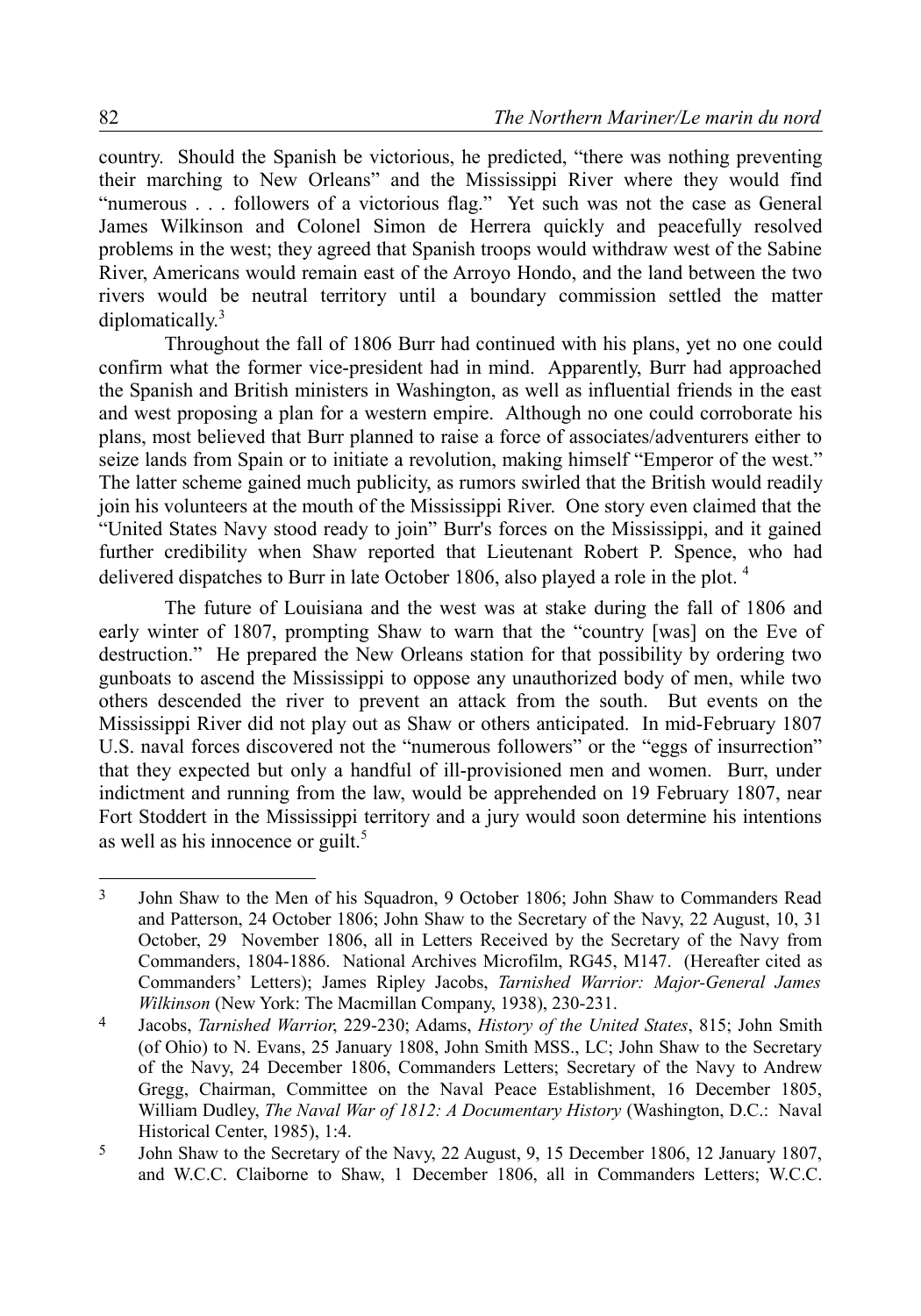country. Should the Spanish be victorious, he predicted, "there was nothing preventing their marching to New Orleans" and the Mississippi River where they would find "numerous . . . followers of a victorious flag." Yet such was not the case as General James Wilkinson and Colonel Simon de Herrera quickly and peacefully resolved problems in the west; they agreed that Spanish troops would withdraw west of the Sabine River, Americans would remain east of the Arroyo Hondo, and the land between the two rivers would be neutral territory until a boundary commission settled the matter diplomatically.[3]

Throughout the fall of 1806 Burr had continued with his plans, yet no one could confirm what the former vice-president had in mind. Apparently, Burr had approached the Spanish and British ministers in Washington, as well as influential friends in the east and west proposing a plan for a western empire. Although no one could corroborate his plans, most believed that Burr planned to raise a force of associates/adventurers either to seize lands from Spain or to initiate a revolution, making himself "Emperor of the west." The latter scheme gained much publicity, as rumors swirled that the British would readily join his volunteers at the mouth of the Mississippi River. One story even claimed that the "United States Navy stood ready to join" Burr's forces on the Mississippi, and it gained further credibility when Shaw reported that Lieutenant Robert P. Spence, who had delivered dispatches to Burr in late October 1806, also played a role in the plot.[4]

The future of Louisiana and the west was at stake during the fall of 1806 and early winter of 1807, prompting Shaw to warn that the "country [was] on the Eve of destruction." He prepared the New Orleans station for that possibility by ordering two gunboats to ascend the Mississippi to oppose any unauthorized body of men, while two others descended the river to prevent an attack from the south. But events on the Mississippi River did not play out as Shaw or others anticipated. In mid-February 1807 U.S. naval forces discovered not the "numerous followers" or the "eggs of insurrection" that they expected but only a handful of ill-provisioned men and women. Burr, under indictment and running from the law, would be apprehended on 19 February 1807, near Fort Stoddert in the Mississippi territory and a jury would soon determine his intentions as well as his innocence or guilt.[5]

---

3 John Shaw to the Men of his Squadron, 9 October 1806; John Shaw to Commanders Read and Patterson, 24 October 1806; John Shaw to the Secretary of the Navy, 22 August, 10, 31 October, 29 November 1806, all in Letters Received by the Secretary of the Navy from Commanders, 1804-1886. National Archives Microfilm, RG45, M147. (Hereafter cited as Commanders' Letters); James Ripley Jacobs, *Tarnished Warrior: Major-General James Wilkinson* (New York: The Macmillan Company, 1938), 230-231.

4 Jacobs, *Tarnished Warrior*, 229-230; Adams, *History of the United States*, 815; John Smith (of Ohio) to N. Evans, 25 January 1808, John Smith MSS., LC; John Shaw to the Secretary of the Navy, 24 December 1806, Commanders Letters; Secretary of the Navy to Andrew Gregg, Chairman, Committee on the Naval Peace Establishment, 16 December 1805, William Dudley, *The Naval War of 1812: A Documentary History* (Washington, D.C.: Naval Historical Center, 1985), 1:4.

5 John Shaw to the Secretary of the Navy, 22 August, 9, 15 December 1806, 12 January 1807, and W.C.C. Claiborne to Shaw, 1 December 1806, all in Commanders Letters; W.C.C.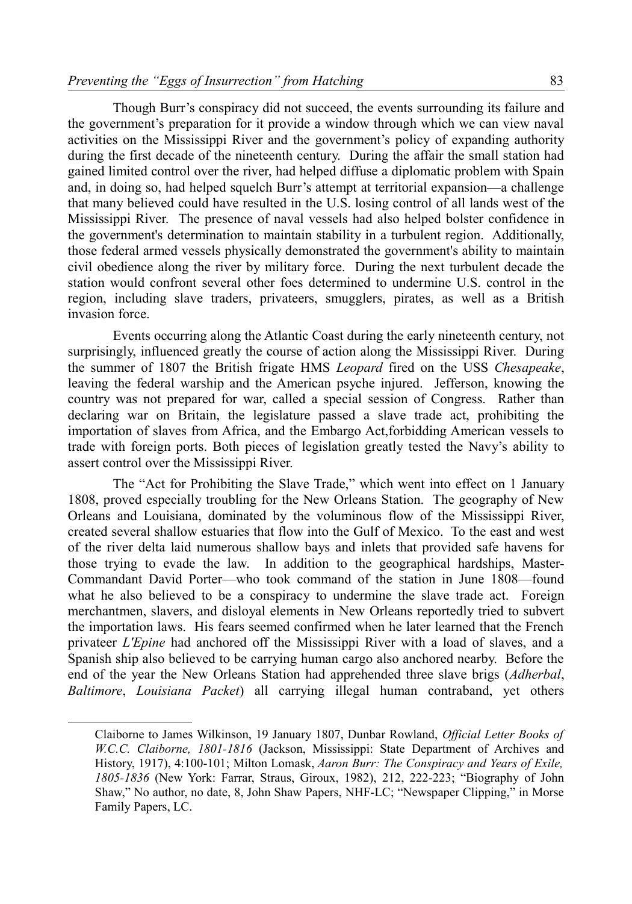Though Burr's conspiracy did not succeed, the events surrounding its failure and the government's preparation for it provide a window through which we can view naval activities on the Mississippi River and the government's policy of expanding authority during the first decade of the nineteenth century. During the affair the small station had gained limited control over the river, had helped diffuse a diplomatic problem with Spain and, in doing so, had helped squelch Burr's attempt at territorial expansion—a challenge that many believed could have resulted in the U.S. losing control of all lands west of the Mississippi River. The presence of naval vessels had also helped bolster confidence in the government's determination to maintain stability in a turbulent region. Additionally, those federal armed vessels physically demonstrated the government's ability to maintain civil obedience along the river by military force. During the next turbulent decade the station would confront several other foes determined to undermine U.S. control in the region, including slave traders, privateers, smugglers, pirates, as well as a British invasion force.

Events occurring along the Atlantic Coast during the early nineteenth century, not surprisingly, influenced greatly the course of action along the Mississippi River. During the summer of 1807 the British frigate HMS *Leopard* fired on the USS *Chesapeake*, leaving the federal warship and the American psyche injured. Jefferson, knowing the country was not prepared for war, called a special session of Congress. Rather than declaring war on Britain, the legislature passed a slave trade act, prohibiting the importation of slaves from Africa, and the Embargo Act,forbidding American vessels to trade with foreign ports. Both pieces of legislation greatly tested the Navy's ability to assert control over the Mississippi River.

The "Act for Prohibiting the Slave Trade," which went into effect on 1 January 1808, proved especially troubling for the New Orleans Station. The geography of New Orleans and Louisiana, dominated by the voluminous flow of the Mississippi River, created several shallow estuaries that flow into the Gulf of Mexico. To the east and west of the river delta laid numerous shallow bays and inlets that provided safe havens for those trying to evade the law. In addition to the geographical hardships, Master-Commandant David Porter—who took command of the station in June 1808—found what he also believed to be a conspiracy to undermine the slave trade act. Foreign merchantmen, slavers, and disloyal elements in New Orleans reportedly tried to subvert the importation laws. His fears seemed confirmed when he later learned that the French privateer *L'Epine* had anchored off the Mississippi River with a load of slaves, and a Spanish ship also believed to be carrying human cargo also anchored nearby. Before the end of the year the New Orleans Station had apprehended three slave brigs (*Adherbal*, *Baltimore*, *Louisiana Packet*) all carrying illegal human contraband, yet others

Claiborne to James Wilkinson, 19 January 1807, Dunbar Rowland, *Official Letter Books of W.C.C. Claiborne, 1801-1816* (Jackson, Mississippi: State Department of Archives and History, 1917), 4:100-101; Milton Lomask, *Aaron Burr: The Conspiracy and Years of Exile, 1805-1836* (New York: Farrar, Straus, Giroux, 1982), 212, 222-223; "Biography of John Shaw," No author, no date, 8, John Shaw Papers, NHF-LC; "Newspaper Clipping," in Morse Family Papers, LC.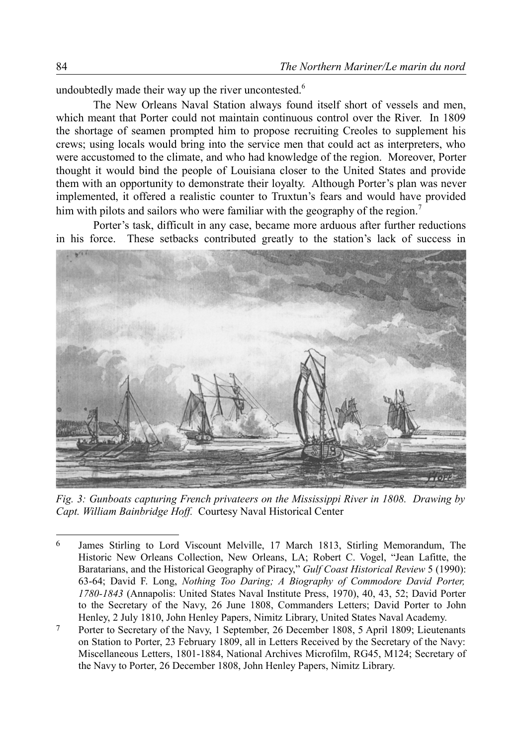undoubtedly made their way up the river uncontested.[6]

The New Orleans Naval Station always found itself short of vessels and men, which meant that Porter could not maintain continuous control over the River. In 1809 the shortage of seamen prompted him to propose recruiting Creoles to supplement his crews; using locals would bring into the service men that could act as interpreters, who were accustomed to the climate, and who had knowledge of the region. Moreover, Porter thought it would bind the people of Louisiana closer to the United States and provide them with an opportunity to demonstrate their loyalty. Although Porter's plan was never implemented, it offered a realistic counter to Truxtun's fears and would have provided him with pilots and sailors who were familiar with the geography of the region.[7]

Porter's task, difficult in any case, became more arduous after further reductions in his force. These setbacks contributed greatly to the station's lack of success in

*Fig. 3: Gunboats capturing French privateers on the Mississippi River in 1808. Drawing by Capt. William Bainbridge Hoff.* Courtesy Naval Historical Center

---

[6] James Stirling to Lord Viscount Melville, 17 March 1813, Stirling Memorandum, The Historic New Orleans Collection, New Orleans, LA; Robert C. Vogel, "Jean Lafitte, the Baratarians, and the Historical Geography of Piracy," *Gulf Coast Historical Review* 5 (1990): 63-64; David F. Long, *Nothing Too Daring; A Biography of Commodore David Porter, 1780-1843* (Annapolis: United States Naval Institute Press, 1970), 40, 43, 52; David Porter to the Secretary of the Navy, 26 June 1808, Commanders Letters; David Porter to John Henley, 2 July 1810, John Henley Papers, Nimitz Library, United States Naval Academy.

[7] Porter to Secretary of the Navy, 1 September, 26 December 1808, 5 April 1809; Lieutenants on Station to Porter, 23 February 1809, all in Letters Received by the Secretary of the Navy: Miscellaneous Letters, 1801-1884, National Archives Microfilm, RG45, M124; Secretary of the Navy to Porter, 26 December 1808, John Henley Papers, Nimitz Library.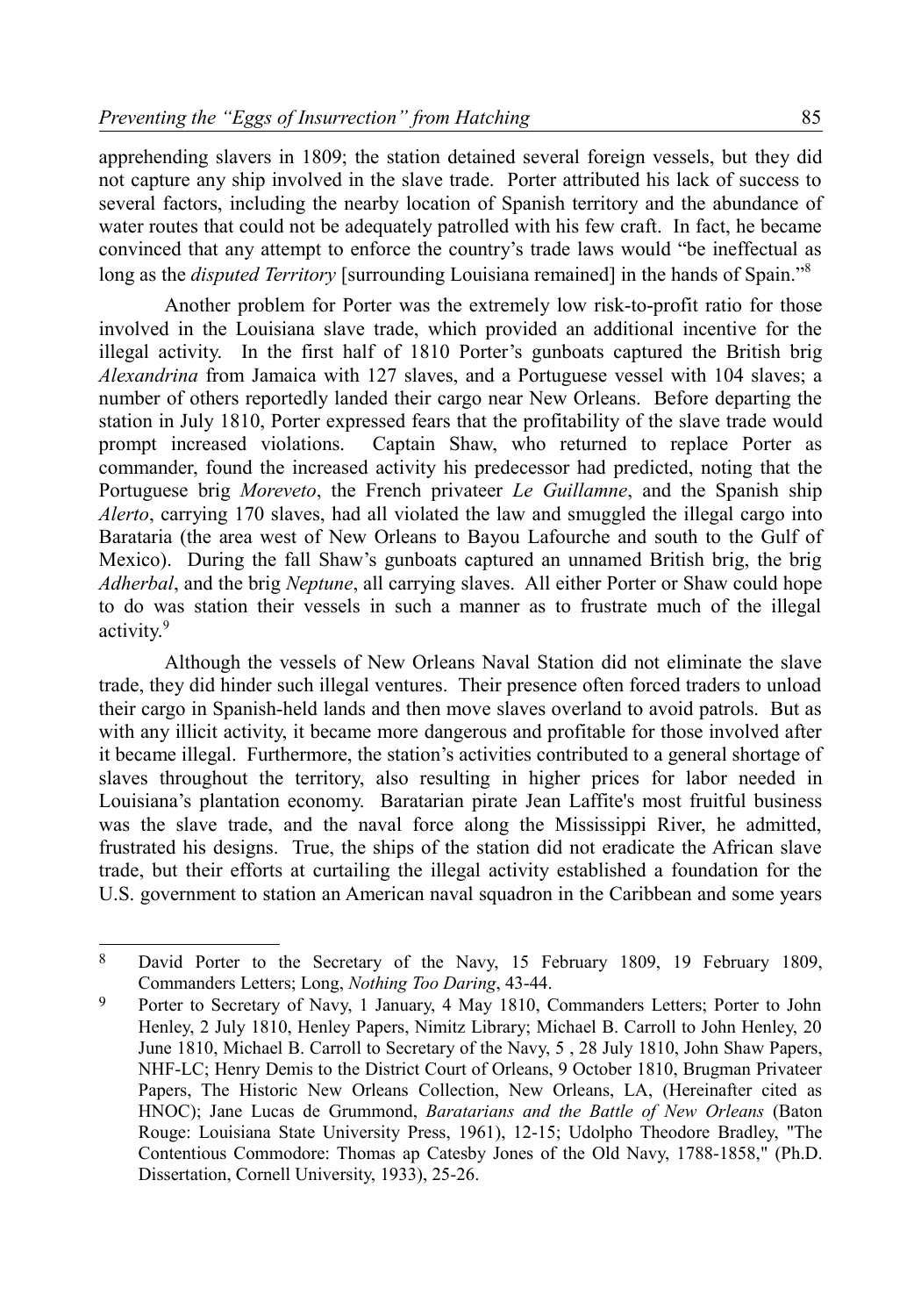apprehending slavers in 1809; the station detained several foreign vessels, but they did not capture any ship involved in the slave trade. Porter attributed his lack of success to several factors, including the nearby location of Spanish territory and the abundance of water routes that could not be adequately patrolled with his few craft. In fact, he became convinced that any attempt to enforce the country's trade laws would "be ineffectual as long as the *disputed Territory* [surrounding Louisiana remained] in the hands of Spain."[8]

Another problem for Porter was the extremely low risk-to-profit ratio for those involved in the Louisiana slave trade, which provided an additional incentive for the illegal activity. In the first half of 1810 Porter's gunboats captured the British brig *Alexandrina* from Jamaica with 127 slaves, and a Portuguese vessel with 104 slaves; a number of others reportedly landed their cargo near New Orleans. Before departing the station in July 1810, Porter expressed fears that the profitability of the slave trade would prompt increased violations. Captain Shaw, who returned to replace Porter as commander, found the increased activity his predecessor had predicted, noting that the Portuguese brig *Moreveto*, the French privateer *Le Guillamne*, and the Spanish ship *Alerto*, carrying 170 slaves, had all violated the law and smuggled the illegal cargo into Barataria (the area west of New Orleans to Bayou Lafourche and south to the Gulf of Mexico). During the fall Shaw's gunboats captured an unnamed British brig, the brig *Adherbal*, and the brig *Neptune*, all carrying slaves. All either Porter or Shaw could hope to do was station their vessels in such a manner as to frustrate much of the illegal activity.[9]

Although the vessels of New Orleans Naval Station did not eliminate the slave trade, they did hinder such illegal ventures. Their presence often forced traders to unload their cargo in Spanish-held lands and then move slaves overland to avoid patrols. But as with any illicit activity, it became more dangerous and profitable for those involved after it became illegal. Furthermore, the station's activities contributed to a general shortage of slaves throughout the territory, also resulting in higher prices for labor needed in Louisiana's plantation economy. Baratarian pirate Jean Laffite's most fruitful business was the slave trade, and the naval force along the Mississippi River, he admitted, frustrated his designs. True, the ships of the station did not eradicate the African slave trade, but their efforts at curtailing the illegal activity established a foundation for the U.S. government to station an American naval squadron in the Caribbean and some years

---

[8] David Porter to the Secretary of the Navy, 15 February 1809, 19 February 1809, Commanders Letters; Long, *Nothing Too Daring*, 43-44.

[9] Porter to Secretary of Navy, 1 January, 4 May 1810, Commanders Letters; Porter to John Henley, 2 July 1810, Henley Papers, Nimitz Library; Michael B. Carroll to John Henley, 20 June 1810, Michael B. Carroll to Secretary of the Navy, 5 , 28 July 1810, John Shaw Papers, NHF-LC; Henry Demis to the District Court of Orleans, 9 October 1810, Brugman Privateer Papers, The Historic New Orleans Collection, New Orleans, LA, (Hereinafter cited as HNOC); Jane Lucas de Grummond, *Baratarians and the Battle of New Orleans* (Baton Rouge: Louisiana State University Press, 1961), 12-15; Udolpho Theodore Bradley, "The Contentious Commodore: Thomas ap Catesby Jones of the Old Navy, 1788-1858," (Ph.D. Dissertation, Cornell University, 1933), 25-26.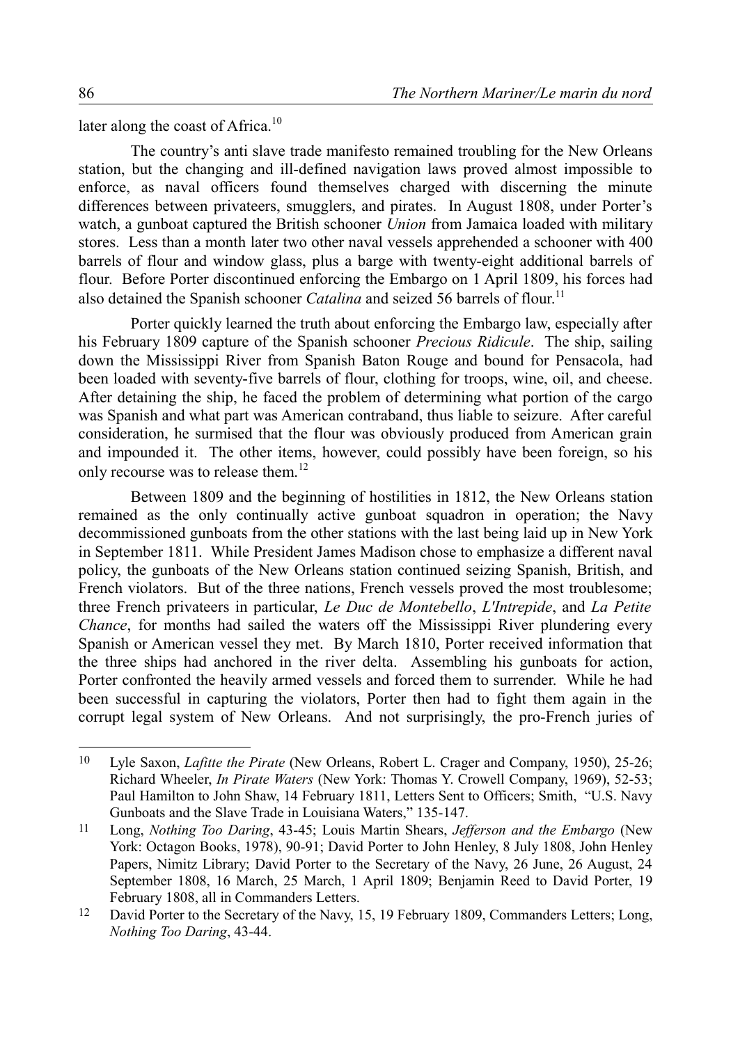later along the coast of Africa.[10]

The country's anti slave trade manifesto remained troubling for the New Orleans station, but the changing and ill-defined navigation laws proved almost impossible to enforce, as naval officers found themselves charged with discerning the minute differences between privateers, smugglers, and pirates. In August 1808, under Porter's watch, a gunboat captured the British schooner *Union* from Jamaica loaded with military stores. Less than a month later two other naval vessels apprehended a schooner with 400 barrels of flour and window glass, plus a barge with twenty-eight additional barrels of flour. Before Porter discontinued enforcing the Embargo on 1 April 1809, his forces had also detained the Spanish schooner *Catalina* and seized 56 barrels of flour.[11]

Porter quickly learned the truth about enforcing the Embargo law, especially after his February 1809 capture of the Spanish schooner *Precious Ridicule*. The ship, sailing down the Mississippi River from Spanish Baton Rouge and bound for Pensacola, had been loaded with seventy-five barrels of flour, clothing for troops, wine, oil, and cheese. After detaining the ship, he faced the problem of determining what portion of the cargo was Spanish and what part was American contraband, thus liable to seizure. After careful consideration, he surmised that the flour was obviously produced from American grain and impounded it. The other items, however, could possibly have been foreign, so his only recourse was to release them.[12]

Between 1809 and the beginning of hostilities in 1812, the New Orleans station remained as the only continually active gunboat squadron in operation; the Navy decommissioned gunboats from the other stations with the last being laid up in New York in September 1811. While President James Madison chose to emphasize a different naval policy, the gunboats of the New Orleans station continued seizing Spanish, British, and French violators. But of the three nations, French vessels proved the most troublesome; three French privateers in particular, *Le Duc de Montebello*, *L'Intrepide*, and *La Petite Chance*, for months had sailed the waters off the Mississippi River plundering every Spanish or American vessel they met. By March 1810, Porter received information that the three ships had anchored in the river delta. Assembling his gunboats for action, Porter confronted the heavily armed vessels and forced them to surrender. While he had been successful in capturing the violators, Porter then had to fight them again in the corrupt legal system of New Orleans. And not surprisingly, the pro-French juries of

---

10 Lyle Saxon, *Lafitte the Pirate* (New Orleans, Robert L. Crager and Company, 1950), 25-26; Richard Wheeler, *In Pirate Waters* (New York: Thomas Y. Crowell Company, 1969), 52-53; Paul Hamilton to John Shaw, 14 February 1811, Letters Sent to Officers; Smith, "U.S. Navy Gunboats and the Slave Trade in Louisiana Waters," 135-147.

11 Long, *Nothing Too Daring*, 43-45; Louis Martin Shears, *Jefferson and the Embargo* (New York: Octagon Books, 1978), 90-91; David Porter to John Henley, 8 July 1808, John Henley Papers, Nimitz Library; David Porter to the Secretary of the Navy, 26 June, 26 August, 24 September 1808, 16 March, 25 March, 1 April 1809; Benjamin Reed to David Porter, 19 February 1808, all in Commanders Letters.

12 David Porter to the Secretary of the Navy, 15, 19 February 1809, Commanders Letters; Long, *Nothing Too Daring*, 43-44.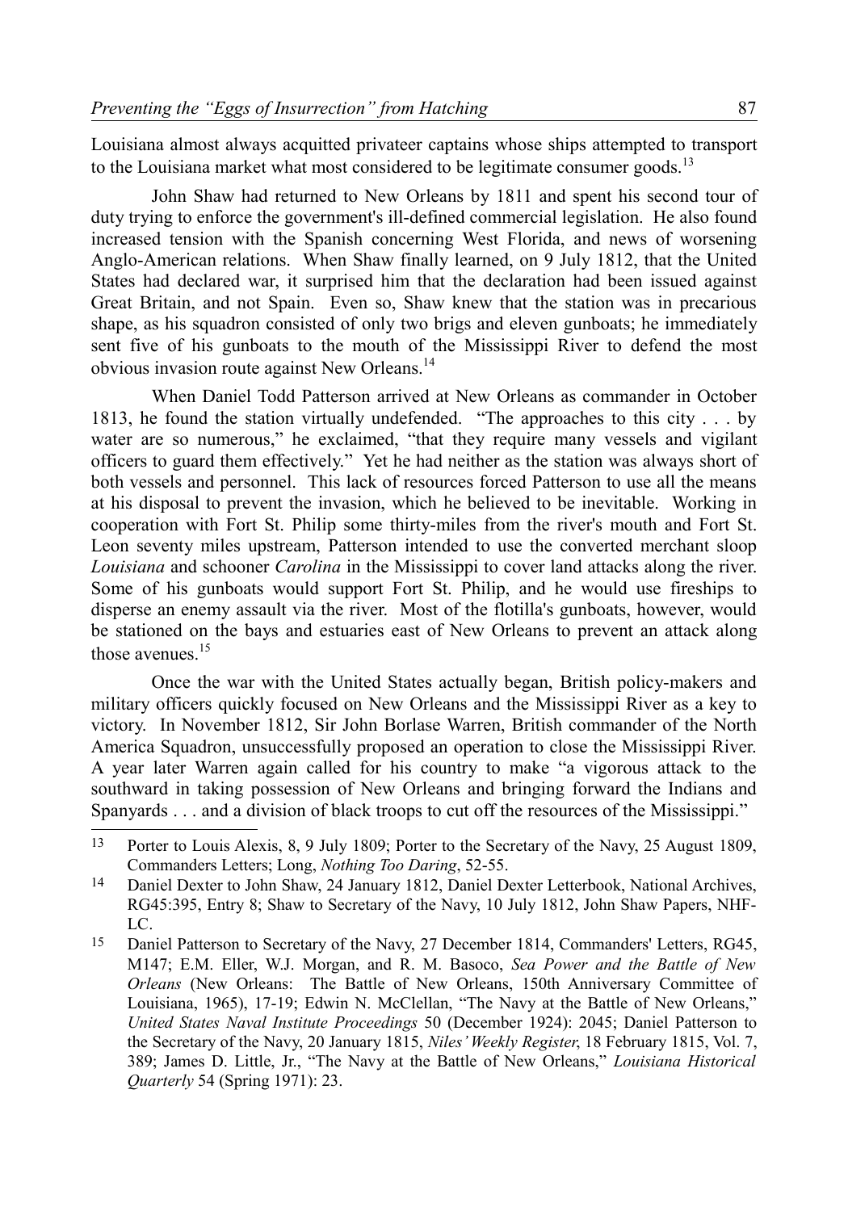Louisiana almost always acquitted privateer captains whose ships attempted to transport to the Louisiana market what most considered to be legitimate consumer goods.[13]

John Shaw had returned to New Orleans by 1811 and spent his second tour of duty trying to enforce the government's ill-defined commercial legislation. He also found increased tension with the Spanish concerning West Florida, and news of worsening Anglo-American relations. When Shaw finally learned, on 9 July 1812, that the United States had declared war, it surprised him that the declaration had been issued against Great Britain, and not Spain. Even so, Shaw knew that the station was in precarious shape, as his squadron consisted of only two brigs and eleven gunboats; he immediately sent five of his gunboats to the mouth of the Mississippi River to defend the most obvious invasion route against New Orleans.[14]

When Daniel Todd Patterson arrived at New Orleans as commander in October 1813, he found the station virtually undefended. "The approaches to this city . . . by water are so numerous," he exclaimed, "that they require many vessels and vigilant officers to guard them effectively." Yet he had neither as the station was always short of both vessels and personnel. This lack of resources forced Patterson to use all the means at his disposal to prevent the invasion, which he believed to be inevitable. Working in cooperation with Fort St. Philip some thirty-miles from the river's mouth and Fort St. Leon seventy miles upstream, Patterson intended to use the converted merchant sloop *Louisiana* and schooner *Carolina* in the Mississippi to cover land attacks along the river. Some of his gunboats would support Fort St. Philip, and he would use fireships to disperse an enemy assault via the river. Most of the flotilla's gunboats, however, would be stationed on the bays and estuaries east of New Orleans to prevent an attack along those avenues.[15]

Once the war with the United States actually began, British policy-makers and military officers quickly focused on New Orleans and the Mississippi River as a key to victory. In November 1812, Sir John Borlase Warren, British commander of the North America Squadron, unsuccessfully proposed an operation to close the Mississippi River. A year later Warren again called for his country to make "a vigorous attack to the southward in taking possession of New Orleans and bringing forward the Indians and Spanyards . . . and a division of black troops to cut off the resources of the Mississippi."

---

13 Porter to Louis Alexis, 8, 9 July 1809; Porter to the Secretary of the Navy, 25 August 1809, Commanders Letters; Long, *Nothing Too Daring*, 52-55.

14 Daniel Dexter to John Shaw, 24 January 1812, Daniel Dexter Letterbook, National Archives, RG45:395, Entry 8; Shaw to Secretary of the Navy, 10 July 1812, John Shaw Papers, NHF-LC.

15 Daniel Patterson to Secretary of the Navy, 27 December 1814, Commanders' Letters, RG45, M147; E.M. Eller, W.J. Morgan, and R. M. Basoco, *Sea Power and the Battle of New Orleans* (New Orleans: The Battle of New Orleans, 150th Anniversary Committee of Louisiana, 1965), 17-19; Edwin N. McClellan, "The Navy at the Battle of New Orleans," *United States Naval Institute Proceedings* 50 (December 1924): 2045; Daniel Patterson to the Secretary of the Navy, 20 January 1815, *Niles' Weekly Register*, 18 February 1815, Vol. 7, 389; James D. Little, Jr., "The Navy at the Battle of New Orleans," *Louisiana Historical Quarterly* 54 (Spring 1971): 23.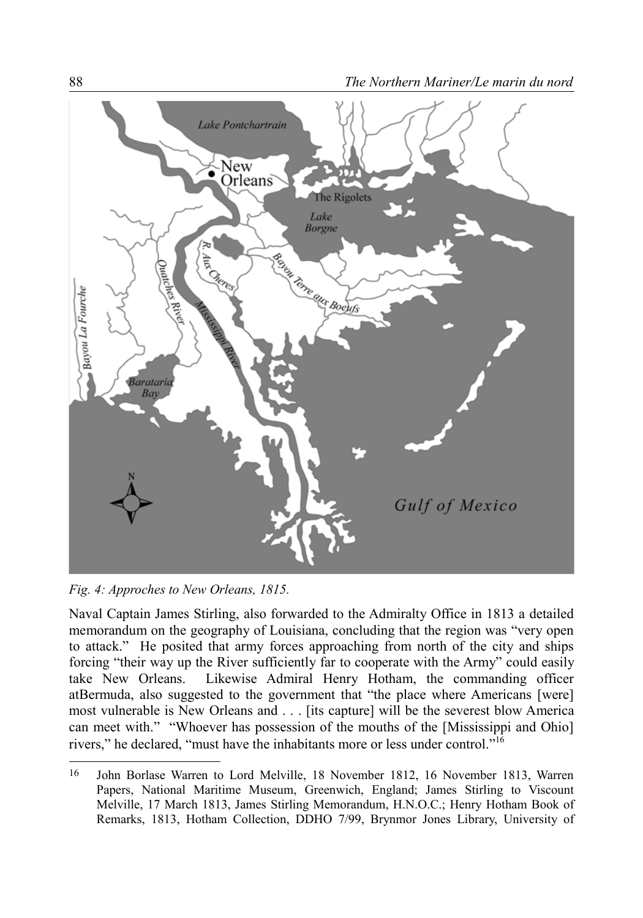*Fig. 4: Approches to New Orleans, 1815.*

Naval Captain James Stirling, also forwarded to the Admiralty Office in 1813 a detailed memorandum on the geography of Louisiana, concluding that the region was "very open to attack." He posited that army forces approaching from north of the city and ships forcing "their way up the River sufficiently far to cooperate with the Army" could easily take New Orleans. Likewise Admiral Henry Hotham, the commanding officer atBermuda, also suggested to the government that "the place where Americans [were] most vulnerable is New Orleans and . . . [its capture] will be the severest blow America can meet with." "Whoever has possession of the mouths of the [Mississippi and Ohio] rivers," he declared, "must have the inhabitants more or less under control."[16]

---

16 John Borlase Warren to Lord Melville, 18 November 1812, 16 November 1813, Warren Papers, National Maritime Museum, Greenwich, England; James Stirling to Viscount Melville, 17 March 1813, James Stirling Memorandum, H.N.O.C.; Henry Hotham Book of Remarks, 1813, Hotham Collection, DDHO 7/99, Brynmor Jones Library, University of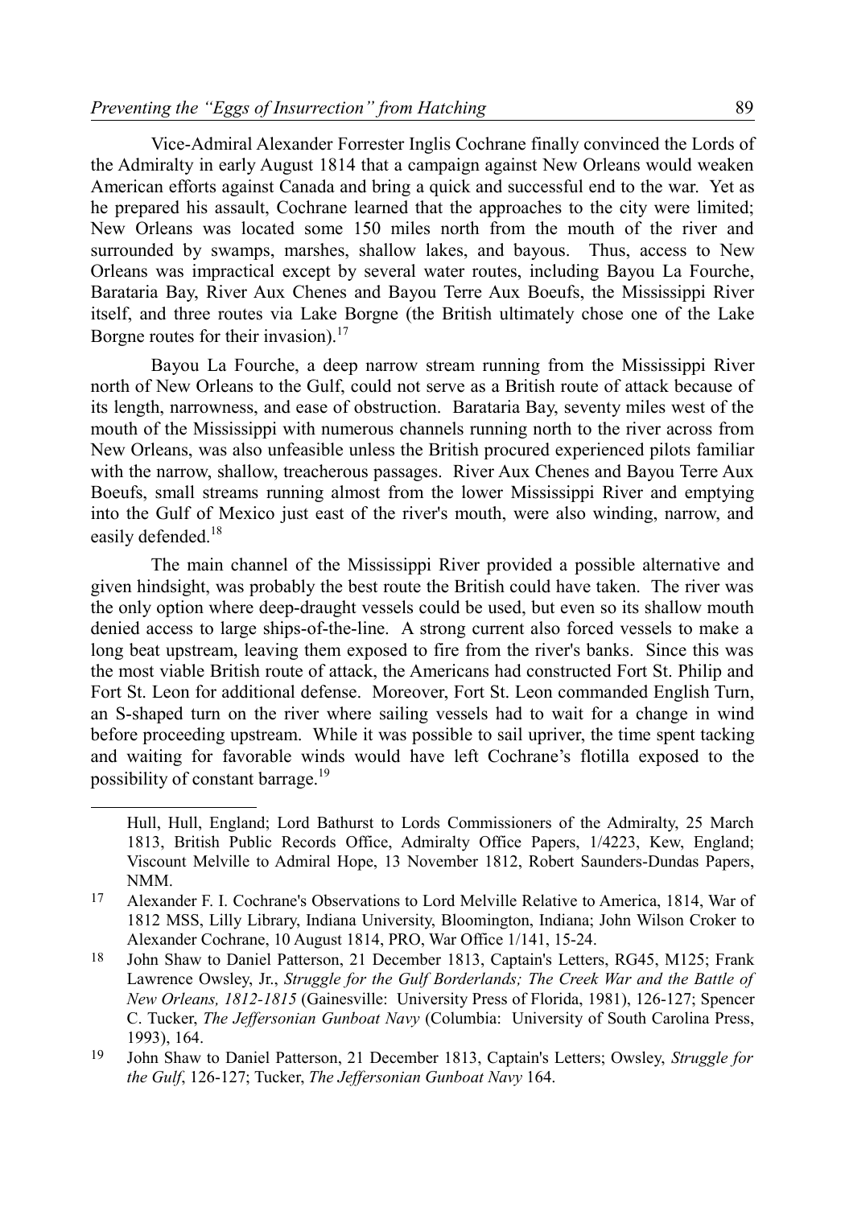Vice-Admiral Alexander Forrester Inglis Cochrane finally convinced the Lords of the Admiralty in early August 1814 that a campaign against New Orleans would weaken American efforts against Canada and bring a quick and successful end to the war. Yet as he prepared his assault, Cochrane learned that the approaches to the city were limited; New Orleans was located some 150 miles north from the mouth of the river and surrounded by swamps, marshes, shallow lakes, and bayous. Thus, access to New Orleans was impractical except by several water routes, including Bayou La Fourche, Barataria Bay, River Aux Chenes and Bayou Terre Aux Boeufs, the Mississippi River itself, and three routes via Lake Borgne (the British ultimately chose one of the Lake Borgne routes for their invasion).[17]

Bayou La Fourche, a deep narrow stream running from the Mississippi River north of New Orleans to the Gulf, could not serve as a British route of attack because of its length, narrowness, and ease of obstruction. Barataria Bay, seventy miles west of the mouth of the Mississippi with numerous channels running north to the river across from New Orleans, was also unfeasible unless the British procured experienced pilots familiar with the narrow, shallow, treacherous passages. River Aux Chenes and Bayou Terre Aux Boeufs, small streams running almost from the lower Mississippi River and emptying into the Gulf of Mexico just east of the river's mouth, were also winding, narrow, and easily defended.[18]

The main channel of the Mississippi River provided a possible alternative and given hindsight, was probably the best route the British could have taken. The river was the only option where deep-draught vessels could be used, but even so its shallow mouth denied access to large ships-of-the-line. A strong current also forced vessels to make a long beat upstream, leaving them exposed to fire from the river's banks. Since this was the most viable British route of attack, the Americans had constructed Fort St. Philip and Fort St. Leon for additional defense. Moreover, Fort St. Leon commanded English Turn, an S-shaped turn on the river where sailing vessels had to wait for a change in wind before proceeding upstream. While it was possible to sail upriver, the time spent tacking and waiting for favorable winds would have left Cochrane's flotilla exposed to the possibility of constant barrage.[19]

---

Hull, Hull, England; Lord Bathurst to Lords Commissioners of the Admiralty, 25 March 1813, British Public Records Office, Admiralty Office Papers, 1/4223, Kew, England; Viscount Melville to Admiral Hope, 13 November 1812, Robert Saunders-Dundas Papers, NMM.

17 Alexander F. I. Cochrane's Observations to Lord Melville Relative to America, 1814, War of 1812 MSS, Lilly Library, Indiana University, Bloomington, Indiana; John Wilson Croker to Alexander Cochrane, 10 August 1814, PRO, War Office 1/141, 15-24.

18 John Shaw to Daniel Patterson, 21 December 1813, Captain's Letters, RG45, M125; Frank Lawrence Owsley, Jr., *Struggle for the Gulf Borderlands; The Creek War and the Battle of New Orleans, 1812-1815* (Gainesville: University Press of Florida, 1981), 126-127; Spencer C. Tucker, *The Jeffersonian Gunboat Navy* (Columbia: University of South Carolina Press, 1993), 164.

19 John Shaw to Daniel Patterson, 21 December 1813, Captain's Letters; Owsley, *Struggle for the Gulf*, 126-127; Tucker, *The Jeffersonian Gunboat Navy* 164.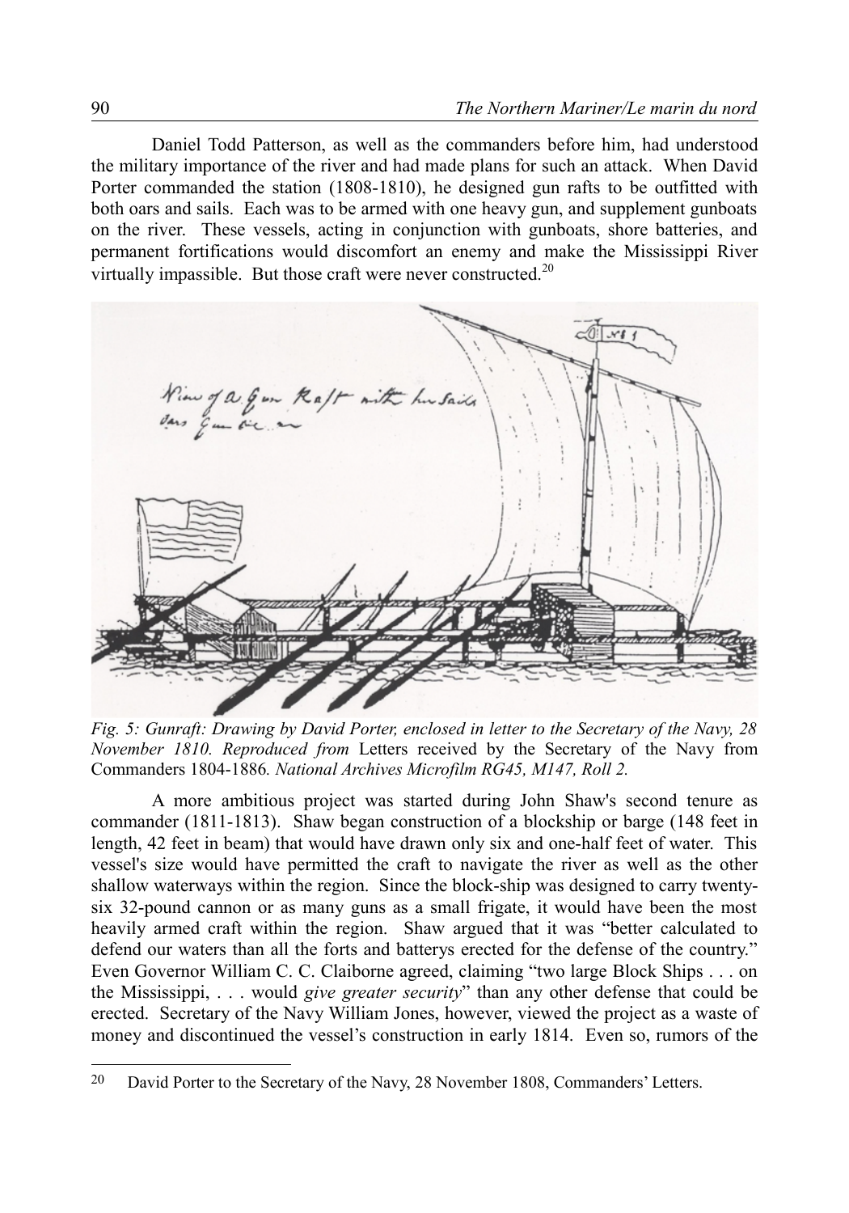Daniel Todd Patterson, as well as the commanders before him, had understood the military importance of the river and had made plans for such an attack. When David Porter commanded the station (1808-1810), he designed gun rafts to be outfitted with both oars and sails. Each was to be armed with one heavy gun, and supplement gunboats on the river. These vessels, acting in conjunction with gunboats, shore batteries, and permanent fortifications would discomfort an enemy and make the Mississippi River virtually impassible. But those craft were never constructed.[20]

*Fig. 5: Gunraft: Drawing by David Porter, enclosed in letter to the Secretary of the Navy, 28 November 1810. Reproduced from* Letters received by the Secretary of the Navy from Commanders 1804-1886*. National Archives Microfilm RG45, M147, Roll 2.*

A more ambitious project was started during John Shaw's second tenure as commander (1811-1813). Shaw began construction of a blockship or barge (148 feet in length, 42 feet in beam) that would have drawn only six and one-half feet of water. This vessel's size would have permitted the craft to navigate the river as well as the other shallow waterways within the region. Since the block-ship was designed to carry twenty-six 32-pound cannon or as many guns as a small frigate, it would have been the most heavily armed craft within the region. Shaw argued that it was "better calculated to defend our waters than all the forts and batterys erected for the defense of the country." Even Governor William C. C. Claiborne agreed, claiming "two large Block Ships . . . on the Mississippi, . . . would *give greater security*" than any other defense that could be erected. Secretary of the Navy William Jones, however, viewed the project as a waste of money and discontinued the vessel's construction in early 1814. Even so, rumors of the

---

[20] David Porter to the Secretary of the Navy, 28 November 1808, Commanders' Letters.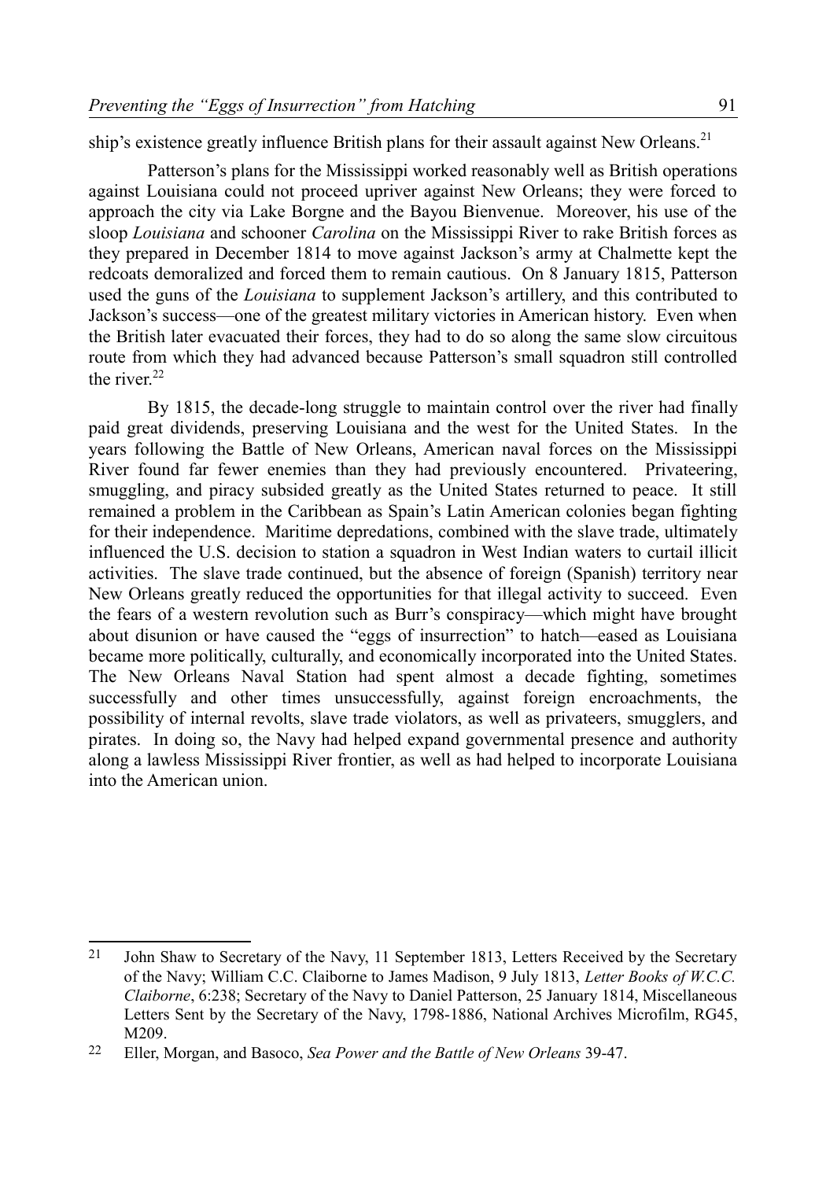ship's existence greatly influence British plans for their assault against New Orleans.[21]

Patterson's plans for the Mississippi worked reasonably well as British operations against Louisiana could not proceed upriver against New Orleans; they were forced to approach the city via Lake Borgne and the Bayou Bienvenue. Moreover, his use of the sloop *Louisiana* and schooner *Carolina* on the Mississippi River to rake British forces as they prepared in December 1814 to move against Jackson's army at Chalmette kept the redcoats demoralized and forced them to remain cautious. On 8 January 1815, Patterson used the guns of the *Louisiana* to supplement Jackson's artillery, and this contributed to Jackson's success—one of the greatest military victories in American history. Even when the British later evacuated their forces, they had to do so along the same slow circuitous route from which they had advanced because Patterson's small squadron still controlled the river.[22]

By 1815, the decade-long struggle to maintain control over the river had finally paid great dividends, preserving Louisiana and the west for the United States. In the years following the Battle of New Orleans, American naval forces on the Mississippi River found far fewer enemies than they had previously encountered. Privateering, smuggling, and piracy subsided greatly as the United States returned to peace. It still remained a problem in the Caribbean as Spain's Latin American colonies began fighting for their independence. Maritime depredations, combined with the slave trade, ultimately influenced the U.S. decision to station a squadron in West Indian waters to curtail illicit activities. The slave trade continued, but the absence of foreign (Spanish) territory near New Orleans greatly reduced the opportunities for that illegal activity to succeed. Even the fears of a western revolution such as Burr's conspiracy—which might have brought about disunion or have caused the "eggs of insurrection" to hatch—eased as Louisiana became more politically, culturally, and economically incorporated into the United States. The New Orleans Naval Station had spent almost a decade fighting, sometimes successfully and other times unsuccessfully, against foreign encroachments, the possibility of internal revolts, slave trade violators, as well as privateers, smugglers, and pirates. In doing so, the Navy had helped expand governmental presence and authority along a lawless Mississippi River frontier, as well as had helped to incorporate Louisiana into the American union.

---

21 John Shaw to Secretary of the Navy, 11 September 1813, Letters Received by the Secretary of the Navy; William C.C. Claiborne to James Madison, 9 July 1813, *Letter Books of W.C.C. Claiborne*, 6:238; Secretary of the Navy to Daniel Patterson, 25 January 1814, Miscellaneous Letters Sent by the Secretary of the Navy, 1798-1886, National Archives Microfilm, RG45, M209.

22 Eller, Morgan, and Basoco, *Sea Power and the Battle of New Orleans* 39-47.